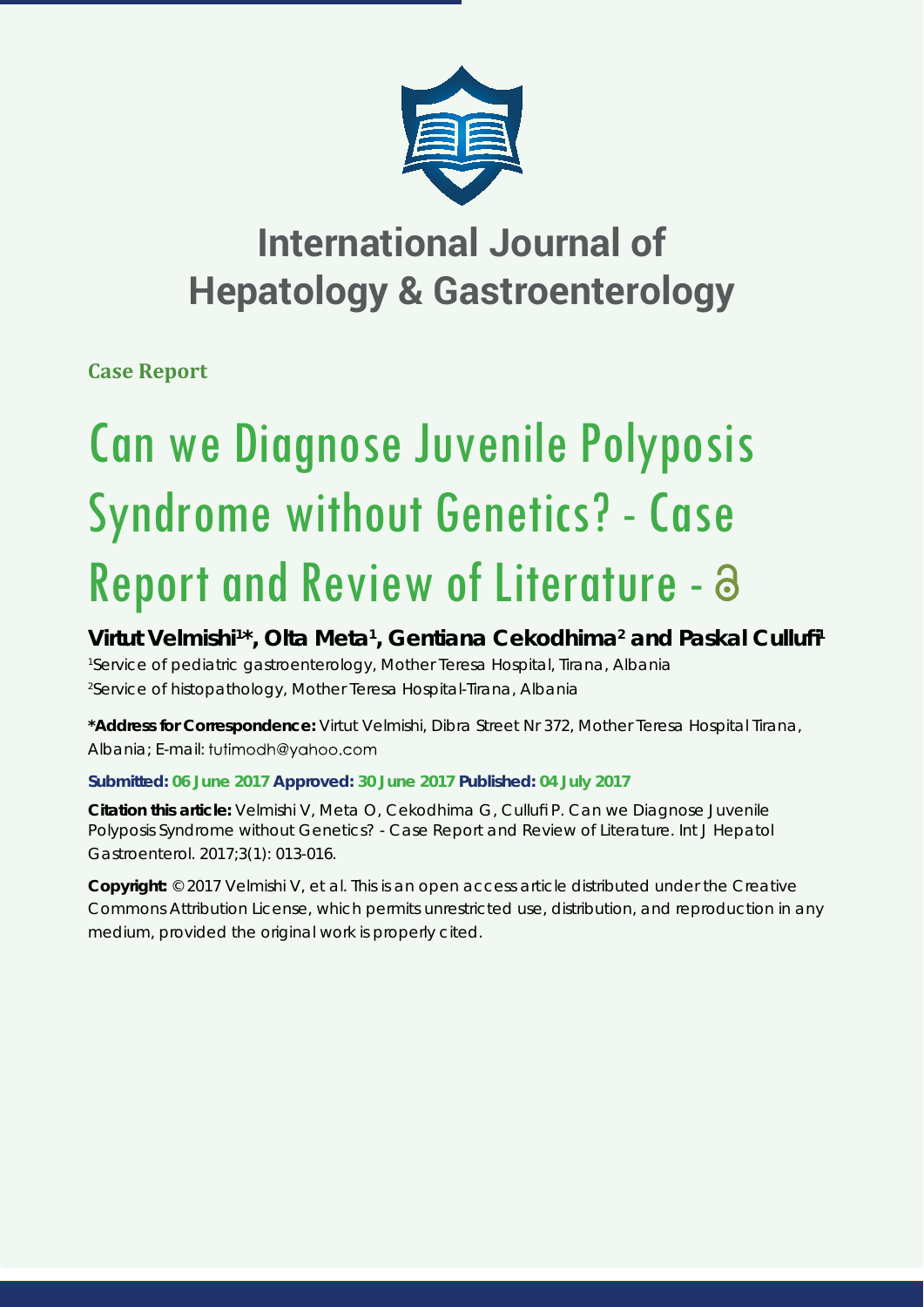# International Journal of Hepatology & Gastroenterology

**Case Report**

# Can we Diagnose Juvenile Polyposis Syndrome without Genetics? - Case Report and Review of Literature

**Virtut Velmishi[1]*, Olta Meta[1], Gentiana Cekodhima[2] and Paskal Cullufi[1]**

[1]Service of pediatric gastroenterology, Mother Teresa Hospital, Tirana, Albania
[2]Service of histopathology, Mother Teresa Hospital-Tirana, Albania

**\*Address for Correspondence:** Virtut Velmishi, Dibra Street Nr 372, Mother Teresa Hospital Tirana, Albania; E-mail: tutimodh@yahoo.com

**Submitted: 06 June 2017 Approved: 30 June 2017 Published: 04 July 2017**

**Citation this article:** Velmishi V, Meta O, Cekodhima G, Cullufi P. Can we Diagnose Juvenile Polyposis Syndrome without Genetics? - Case Report and Review of Literature. Int J Hepatol Gastroenterol. 2017;3(1): 013-016.

**Copyright:** © 2017 Velmishi V, et al. This is an open access article distributed under the Creative Commons Attribution License, which permits unrestricted use, distribution, and reproduction in any medium, provided the original work is properly cited.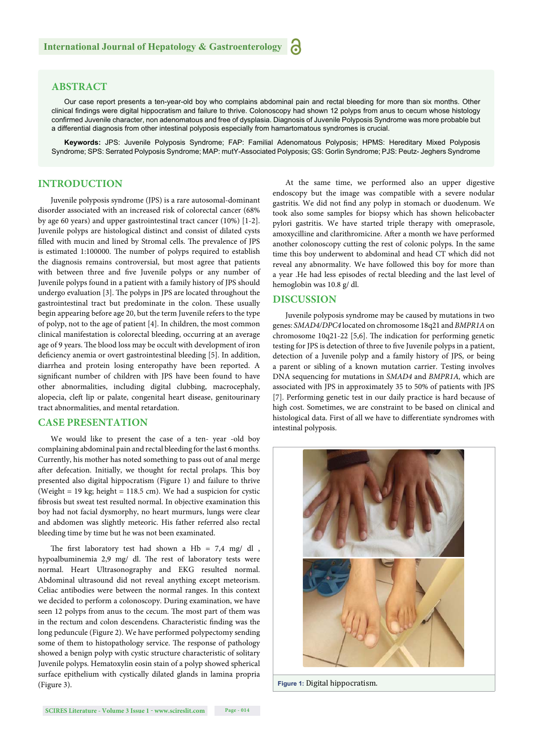## ABSTRACT

Our case report presents a ten-year-old boy who complains abdominal pain and rectal bleeding for more than six months. Other clinical findings were digital hippocratism and failure to thrive. Colonoscopy had shown 12 polyps from anus to cecum whose histology confirmed Juvenile character, non adenomatous and free of dysplasia. Diagnosis of Juvenile Polyposis Syndrome was more probable but a differential diagnosis from other intestinal polyposis especially from hamartomatous syndromes is crucial.

**Keywords:** JPS: Juvenile Polyposis Syndrome; FAP: Familial Adenomatous Polyposis; HPMS: Hereditary Mixed Polyposis Syndrome; SPS: Serrated Polyposis Syndrome; MAP: mutY-Associated Polyposis; GS: Gorlin Syndrome; PJS: Peutz- Jeghers Syndrome

## INTRODUCTION

Juvenile polyposis syndrome (JPS) is a rare autosomal-dominant disorder associated with an increased risk of colorectal cancer (68% by age 60 years) and upper gastrointestinal tract cancer (10%) [1-2]. Juvenile polyps are histological distinct and consist of dilated cysts filled with mucin and lined by Stromal cells. The prevalence of JPS is estimated 1:100000. The number of polyps required to establish the diagnosis remains controversial, but most agree that patients with between three and five Juvenile polyps or any number of Juvenile polyps found in a patient with a family history of JPS should undergo evaluation [3]. The polyps in JPS are located throughout the gastrointestinal tract but predominate in the colon. These usually begin appearing before age 20, but the term Juvenile refers to the type of polyp, not to the age of patient [4]. In children, the most common clinical manifestation is colorectal bleeding, occurring at an average age of 9 years. The blood loss may be occult with development of iron deficiency anemia or overt gastrointestinal bleeding [5]. In addition, diarrhea and protein losing enteropathy have been reported. A significant number of children with JPS have been found to have other abnormalities, including digital clubbing, macrocephaly, alopecia, cleft lip or palate, congenital heart disease, genitourinary tract abnormalities, and mental retardation.

## CASE PRESENTATION

We would like to present the case of a ten- year -old boy complaining abdominal pain and rectal bleeding for the last 6 months. Currently, his mother has noted something to pass out of anal merge after defecation. Initially, we thought for rectal prolaps. This boy presented also digital hippocratism (Figure 1) and failure to thrive (Weight = 19 kg; height = 118.5 cm). We had a suspicion for cystic fibrosis but sweat test resulted normal. In objective examination this boy had not facial dysmorphy, no heart murmurs, lungs were clear and abdomen was slightly meteoric. His father referred also rectal bleeding time by time but he was not been examinated.

The first laboratory test had shown a Hb = 7,4 mg/ dl , hypoalbuminemia 2,9 mg/ dl. The rest of laboratory tests were normal. Heart Ultrasonography and EKG resulted normal. Abdominal ultrasound did not reveal anything except meteorism. Celiac antibodies were between the normal ranges. In this context we decided to perform a colonoscopy. During examination, we have seen 12 polyps from anus to the cecum. The most part of them was in the rectum and colon descendens. Characteristic finding was the long peduncule (Figure 2). We have performed polypectomy sending some of them to histopathology service. The response of pathology showed a benign polyp with cystic structure characteristic of solitary Juvenile polyps. Hematoxylin eosin stain of a polyp showed spherical surface epithelium with cystically dilated glands in lamina propria (Figure 3).

At the same time, we performed also an upper digestive endoscopy but the image was compatible with a severe nodular gastritis. We did not find any polyp in stomach or duodenum. We took also some samples for biopsy which has shown helicobacter pylori gastritis. We have started triple therapy with omeprasole, amoxycilline and clarithromicine. After a month we have performed another colonoscopy cutting the rest of colonic polyps. In the same time this boy underwent to abdominal and head CT which did not reveal any abnormality. We have followed this boy for more than a year .He had less episodes of rectal bleeding and the last level of hemoglobin was 10.8 g/ dl.

## DISCUSSION

Juvenile polyposis syndrome may be caused by mutations in two genes: *SMAD4/DPC4* located on chromosome 18q21 and *BMPR1A* on chromosome 10q21-22 [5,6]. The indication for performing genetic testing for JPS is detection of three to five Juvenile polyps in a patient, detection of a Juvenile polyp and a family history of JPS, or being a parent or sibling of a known mutation carrier. Testing involves DNA sequencing for mutations in *SMAD4* and *BMPR1A,* which are associated with JPS in approximately 35 to 50% of patients with JPS [7]. Performing genetic test in our daily practice is hard because of high cost. Sometimes, we are constraint to be based on clinical and histological data. First of all we have to differentiate syndromes with intestinal polyposis.

**Figure 1:** Digital hippocratism.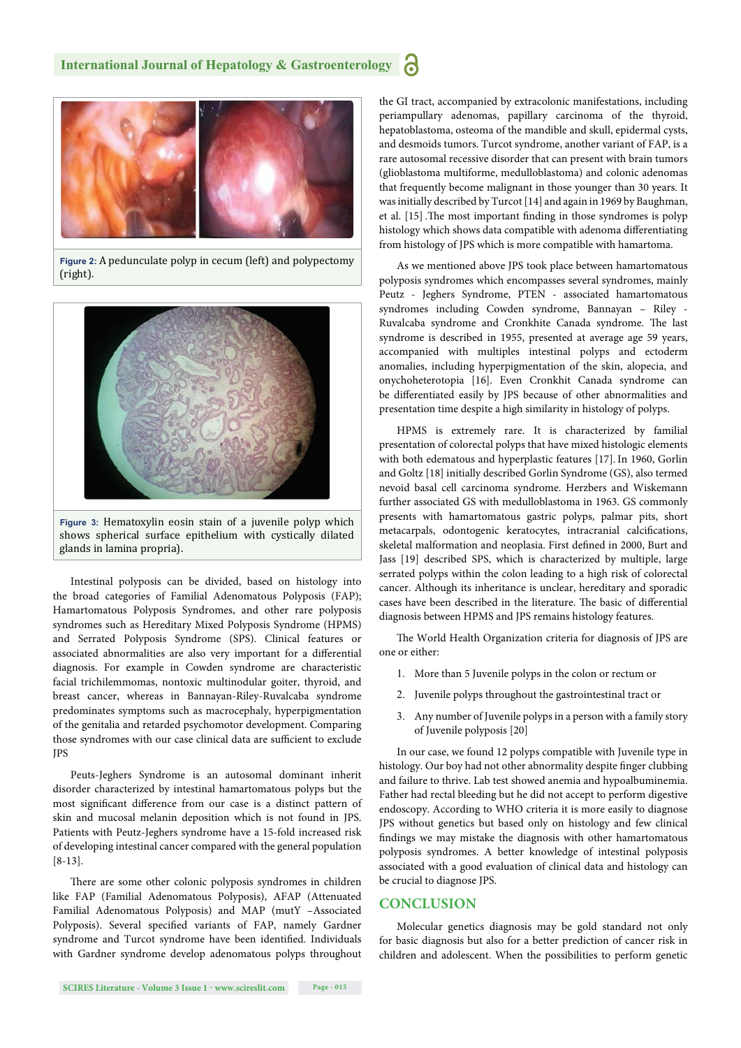Figure 2: A pedunculate polyp in cecum (left) and polypectomy (right).

Figure 3: Hematoxylin eosin stain of a juvenile polyp which shows spherical surface epithelium with cystically dilated glands in lamina propria).

Intestinal polyposis can be divided, based on histology into the broad categories of Familial Adenomatous Polyposis (FAP); Hamartomatous Polyposis Syndromes, and other rare polyposis syndromes such as Hereditary Mixed Polyposis Syndrome (HPMS) and Serrated Polyposis Syndrome (SPS). Clinical features or associated abnormalities are also very important for a differential diagnosis. For example in Cowden syndrome are characteristic facial trichilemmomas, nontoxic multinodular goiter, thyroid, and breast cancer, whereas in Bannayan-Riley-Ruvalcaba syndrome predominates symptoms such as macrocephaly, hyperpigmentation of the genitalia and retarded psychomotor development. Comparing those syndromes with our case clinical data are sufficient to exclude JPS

Peuts-Jeghers Syndrome is an autosomal dominant inherit disorder characterized by intestinal hamartomatous polyps but the most significant difference from our case is a distinct pattern of skin and mucosal melanin deposition which is not found in JPS. Patients with Peutz-Jeghers syndrome have a 15-fold increased risk of developing intestinal cancer compared with the general population [8-13].

There are some other colonic polyposis syndromes in children like FAP (Familial Adenomatous Polyposis), AFAP (Attenuated Familial Adenomatous Polyposis) and MAP (mutY –Associated Polyposis). Several specified variants of FAP, namely Gardner syndrome and Turcot syndrome have been identified. Individuals with Gardner syndrome develop adenomatous polyps throughout the GI tract, accompanied by extracolonic manifestations, including periampullary adenomas, papillary carcinoma of the thyroid, hepatoblastoma, osteoma of the mandible and skull, epidermal cysts, and desmoids tumors. Turcot syndrome, another variant of FAP, is a rare autosomal recessive disorder that can present with brain tumors (glioblastoma multiforme, medulloblastoma) and colonic adenomas that frequently become malignant in those younger than 30 years. It was initially described by Turcot [14] and again in 1969 by Baughman, et al. [15] .The most important finding in those syndromes is polyp histology which shows data compatible with adenoma differentiating from histology of JPS which is more compatible with hamartoma.

As we mentioned above JPS took place between hamartomatous polyposis syndromes which encompasses several syndromes, mainly Peutz - Jeghers Syndrome, PTEN - associated hamartomatous syndromes including Cowden syndrome, Bannayan – Riley - Ruvalcaba syndrome and Cronkhite Canada syndrome. The last syndrome is described in 1955, presented at average age 59 years, accompanied with multiples intestinal polyps and ectoderm anomalies, including hyperpigmentation of the skin, alopecia, and onychoheterotopia [16]. Even Cronkhit Canada syndrome can be differentiated easily by JPS because of other abnormalities and presentation time despite a high similarity in histology of polyps.

HPMS is extremely rare. It is characterized by familial presentation of colorectal polyps that have mixed histologic elements with both edematous and hyperplastic features [17]. In 1960, Gorlin and Goltz [18] initially described Gorlin Syndrome (GS), also termed nevoid basal cell carcinoma syndrome. Herzbers and Wiskemann further associated GS with medulloblastoma in 1963. GS commonly presents with hamartomatous gastric polyps, palmar pits, short metacarpals, odontogenic keratocytes, intracranial calcifications, skeletal malformation and neoplasia. First defined in 2000, Burt and Jass [19] described SPS, which is characterized by multiple, large serrated polyps within the colon leading to a high risk of colorectal cancer. Although its inheritance is unclear, hereditary and sporadic cases have been described in the literature. The basic of differential diagnosis between HPMS and JPS remains histology features.

The World Health Organization criteria for diagnosis of JPS are one or either:

1. More than 5 Juvenile polyps in the colon or rectum or
2. Juvenile polyps throughout the gastrointestinal tract or
3. Any number of Juvenile polyps in a person with a family story of Juvenile polyposis [20]

In our case, we found 12 polyps compatible with Juvenile type in histology. Our boy had not other abnormality despite finger clubbing and failure to thrive. Lab test showed anemia and hypoalbuminemia. Father had rectal bleeding but he did not accept to perform digestive endoscopy. According to WHO criteria it is more easily to diagnose JPS without genetics but based only on histology and few clinical findings we may mistake the diagnosis with other hamartomatous polyposis syndromes. A better knowledge of intestinal polyposis associated with a good evaluation of clinical data and histology can be crucial to diagnose JPS.

## CONCLUSION

Molecular genetics diagnosis may be gold standard not only for basic diagnosis but also for a better prediction of cancer risk in children and adolescent. When the possibilities to perform genetic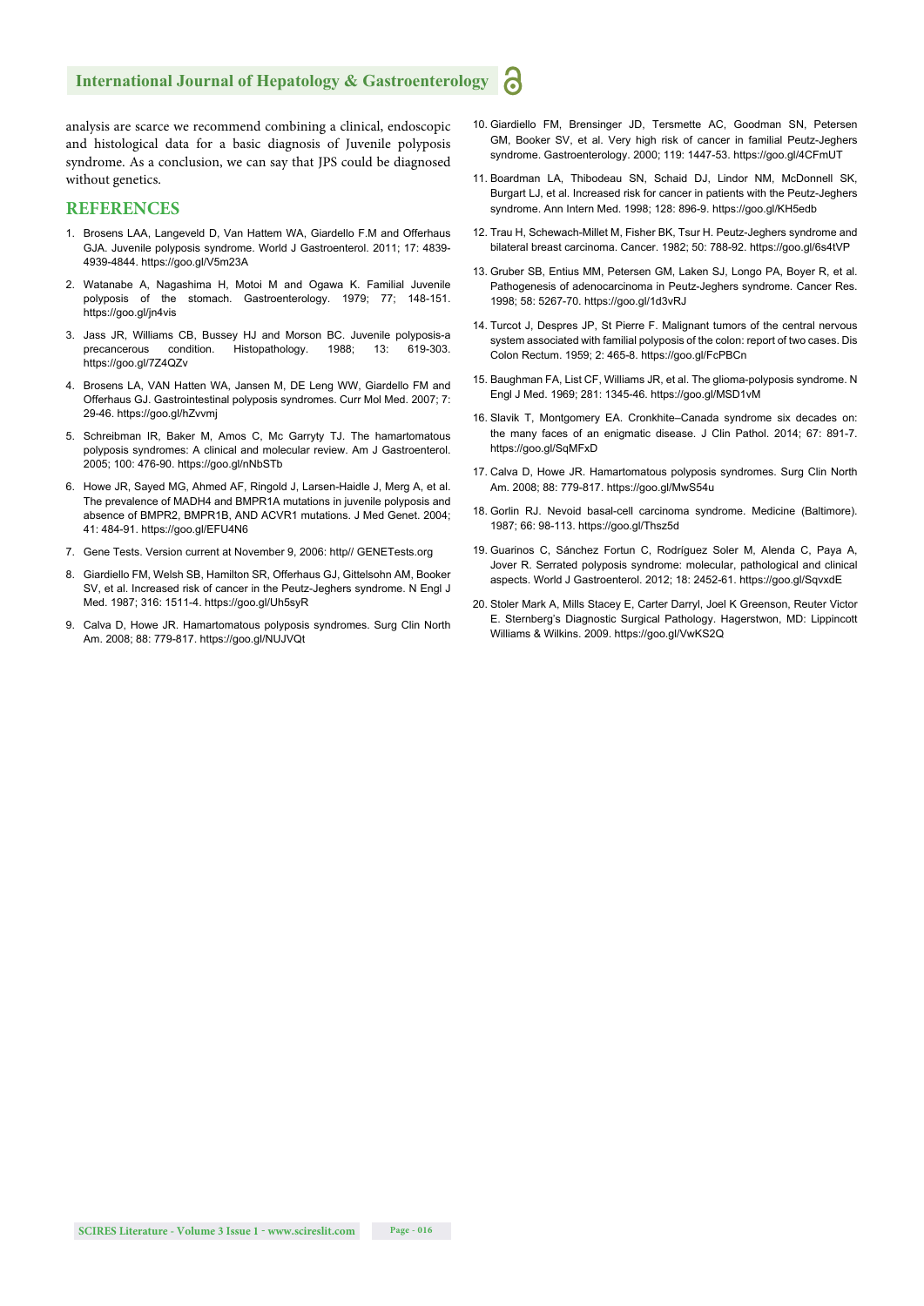analysis are scarce we recommend combining a clinical, endoscopic and histological data for a basic diagnosis of Juvenile polyposis syndrome. As a conclusion, we can say that JPS could be diagnosed without genetics.

## REFERENCES

1. Brosens LAA, Langeveld D, Van Hattem WA, Giardello F.M and Offerhaus GJA. Juvenile polyposis syndrome. World J Gastroenterol. 2011; 17: 4839-4939-4844. https://goo.gl/V5m23A
2. Watanabe A, Nagashima H, Motoi M and Ogawa K. Familial Juvenile polyposis of the stomach. Gastroenterology. 1979; 77; 148-151. https://goo.gl/jn4vis
3. Jass JR, Williams CB, Bussey HJ and Morson BC. Juvenile polyposis-a precancerous condition. Histopathology. 1988; 13: 619-303. https://goo.gl/7Z4QZv
4. Brosens LA, VAN Hatten WA, Jansen M, DE Leng WW, Giardello FM and Offerhaus GJ. Gastrointestinal polyposis syndromes. Curr Mol Med. 2007; 7: 29-46. https://goo.gl/hZvvmj
5. Schreibman IR, Baker M, Amos C, Mc Garryty TJ. The hamartomatous polyposis syndromes: A clinical and molecular review. Am J Gastroenterol. 2005; 100: 476-90. https://goo.gl/nNbSTb
6. Howe JR, Sayed MG, Ahmed AF, Ringold J, Larsen-Haidle J, Merg A, et al. The prevalence of MADH4 and BMPR1A mutations in juvenile polyposis and absence of BMPR2, BMPR1B, AND ACVR1 mutations. J Med Genet. 2004; 41: 484-91. https://goo.gl/EFU4N6
7. Gene Tests. Version current at November 9, 2006: http// GENETests.org
8. Giardiello FM, Welsh SB, Hamilton SR, Offerhaus GJ, Gittelsohn AM, Booker SV, et al. Increased risk of cancer in the Peutz-Jeghers syndrome. N Engl J Med. 1987; 316: 1511-4. https://goo.gl/Uh5syR
9. Calva D, Howe JR. Hamartomatous polyposis syndromes. Surg Clin North Am. 2008; 88: 779-817. https://goo.gl/NUJVQt
10. Giardiello FM, Brensinger JD, Tersmette AC, Goodman SN, Petersen GM, Booker SV, et al. Very high risk of cancer in familial Peutz-Jeghers syndrome. Gastroenterology. 2000; 119: 1447-53. https://goo.gl/4CFmUT
11. Boardman LA, Thibodeau SN, Schaid DJ, Lindor NM, McDonnell SK, Burgart LJ, et al. Increased risk for cancer in patients with the Peutz-Jeghers syndrome. Ann Intern Med. 1998; 128: 896-9. https://goo.gl/KH5edb
12. Trau H, Schewach-Millet M, Fisher BK, Tsur H. Peutz-Jeghers syndrome and bilateral breast carcinoma. Cancer. 1982; 50: 788-92. https://goo.gl/6s4tVP
13. Gruber SB, Entius MM, Petersen GM, Laken SJ, Longo PA, Boyer R, et al. Pathogenesis of adenocarcinoma in Peutz-Jeghers syndrome. Cancer Res. 1998; 58: 5267-70. https://goo.gl/1d3vRJ
14. Turcot J, Despres JP, St Pierre F. Malignant tumors of the central nervous system associated with familial polyposis of the colon: report of two cases. Dis Colon Rectum. 1959; 2: 465-8. https://goo.gl/FcPBCn
15. Baughman FA, List CF, Williams JR, et al. The glioma-polyposis syndrome. N Engl J Med. 1969; 281: 1345-46. https://goo.gl/MSD1vM
16. Slavik T, Montgomery EA. Cronkhite–Canada syndrome six decades on: the many faces of an enigmatic disease. J Clin Pathol. 2014; 67: 891-7. https://goo.gl/SqMFxD
17. Calva D, Howe JR. Hamartomatous polyposis syndromes. Surg Clin North Am. 2008; 88: 779-817. https://goo.gl/MwS54u
18. Gorlin RJ. Nevoid basal-cell carcinoma syndrome. Medicine (Baltimore). 1987; 66: 98-113. https://goo.gl/Thsz5d
19. Guarinos C, Sánchez Fortun C, Rodríguez Soler M, Alenda C, Paya A, Jover R. Serrated polyposis syndrome: molecular, pathological and clinical aspects. World J Gastroenterol. 2012; 18: 2452-61. https://goo.gl/SqvxdE
20. Stoler Mark A, Mills Stacey E, Carter Darryl, Joel K Greenson, Reuter Victor E. Sternberg's Diagnostic Surgical Pathology. Hagerstwon, MD: Lippincott Williams & Wilkins. 2009. https://goo.gl/VwKS2Q